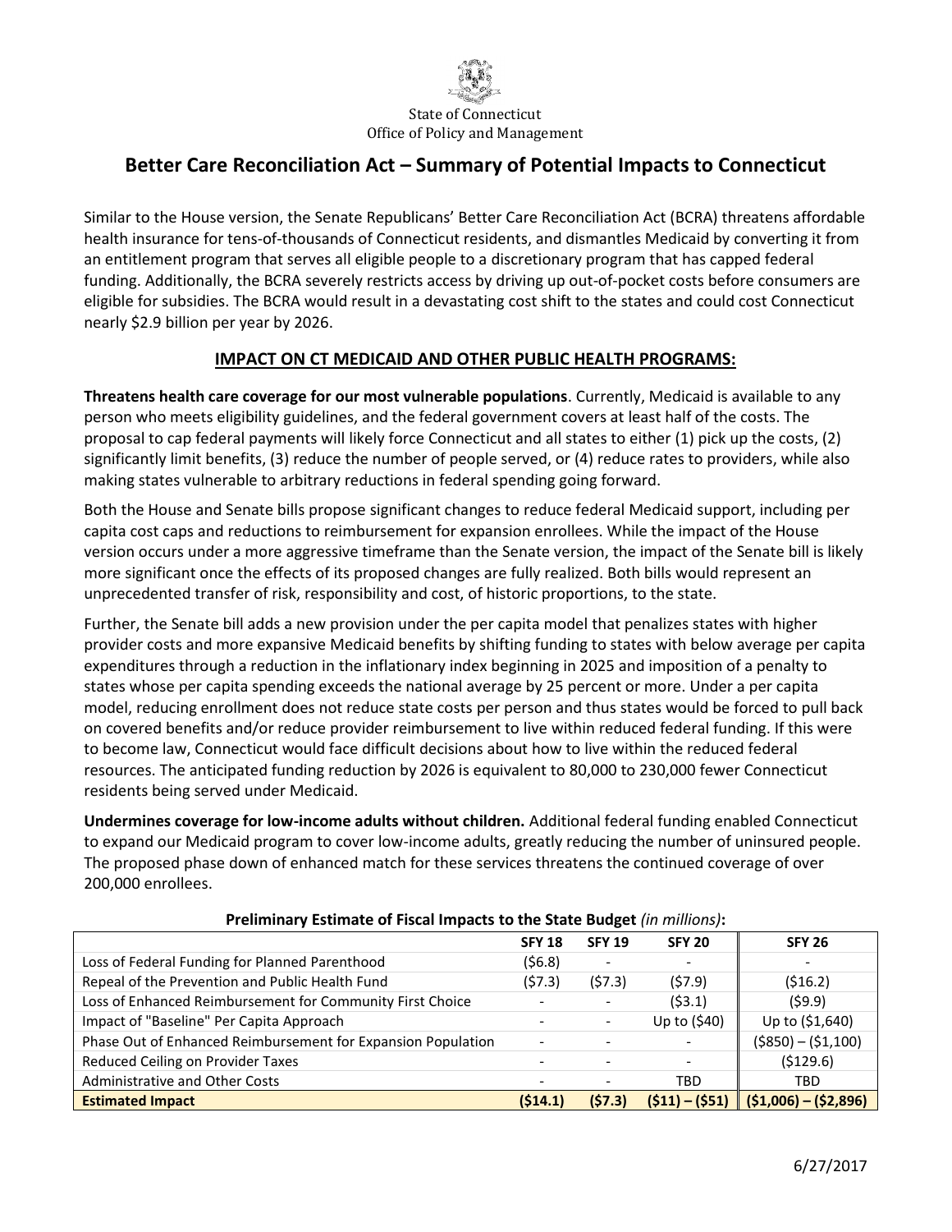State of Connecticut
Office of Policy and Management

# Better Care Reconciliation Act – Summary of Potential Impacts to Connecticut

Similar to the House version, the Senate Republicans' Better Care Reconciliation Act (BCRA) threatens affordable health insurance for tens-of-thousands of Connecticut residents, and dismantles Medicaid by converting it from an entitlement program that serves all eligible people to a discretionary program that has capped federal funding. Additionally, the BCRA severely restricts access by driving up out-of-pocket costs before consumers are eligible for subsidies. The BCRA would result in a devastating cost shift to the states and could cost Connecticut nearly $2.9 billion per year by 2026.

## IMPACT ON CT MEDICAID AND OTHER PUBLIC HEALTH PROGRAMS:

**Threatens health care coverage for our most vulnerable populations**. Currently, Medicaid is available to any person who meets eligibility guidelines, and the federal government covers at least half of the costs. The proposal to cap federal payments will likely force Connecticut and all states to either (1) pick up the costs, (2) significantly limit benefits, (3) reduce the number of people served, or (4) reduce rates to providers, while also making states vulnerable to arbitrary reductions in federal spending going forward.

Both the House and Senate bills propose significant changes to reduce federal Medicaid support, including per capita cost caps and reductions to reimbursement for expansion enrollees. While the impact of the House version occurs under a more aggressive timeframe than the Senate version, the impact of the Senate bill is likely more significant once the effects of its proposed changes are fully realized. Both bills would represent an unprecedented transfer of risk, responsibility and cost, of historic proportions, to the state.

Further, the Senate bill adds a new provision under the per capita model that penalizes states with higher provider costs and more expansive Medicaid benefits by shifting funding to states with below average per capita expenditures through a reduction in the inflationary index beginning in 2025 and imposition of a penalty to states whose per capita spending exceeds the national average by 25 percent or more. Under a per capita model, reducing enrollment does not reduce state costs per person and thus states would be forced to pull back on covered benefits and/or reduce provider reimbursement to live within reduced federal funding. If this were to become law, Connecticut would face difficult decisions about how to live within the reduced federal resources. The anticipated funding reduction by 2026 is equivalent to 80,000 to 230,000 fewer Connecticut residents being served under Medicaid.

**Undermines coverage for low-income adults without children.** Additional federal funding enabled Connecticut to expand our Medicaid program to cover low-income adults, greatly reducing the number of uninsured people. The proposed phase down of enhanced match for these services threatens the continued coverage of over 200,000 enrollees.

**Preliminary Estimate of Fiscal Impacts to the State Budget** *(in millions)***:**

| | SFY 18 | SFY 19 | SFY 20 | SFY 26 |
|---|---|---|---|---|
| Loss of Federal Funding for Planned Parenthood | ($6.8) | - | - | - |
| Repeal of the Prevention and Public Health Fund | ($7.3) | ($7.3) | ($7.9) | ($16.2) |
| Loss of Enhanced Reimbursement for Community First Choice | - | - | ($3.1) | ($9.9) |
| Impact of "Baseline" Per Capita Approach | - | - | Up to ($40) | Up to ($1,640) |
| Phase Out of Enhanced Reimbursement for Expansion Population | - | - | - | ($850) – ($1,100) |
| Reduced Ceiling on Provider Taxes | - | - | - | ($129.6) |
| Administrative and Other Costs | - | - | TBD | TBD |
| **Estimated Impact** | **($14.1)** | **($7.3)** | **($11) – ($51)** | **($1,006) – ($2,896)** |

6/27/2017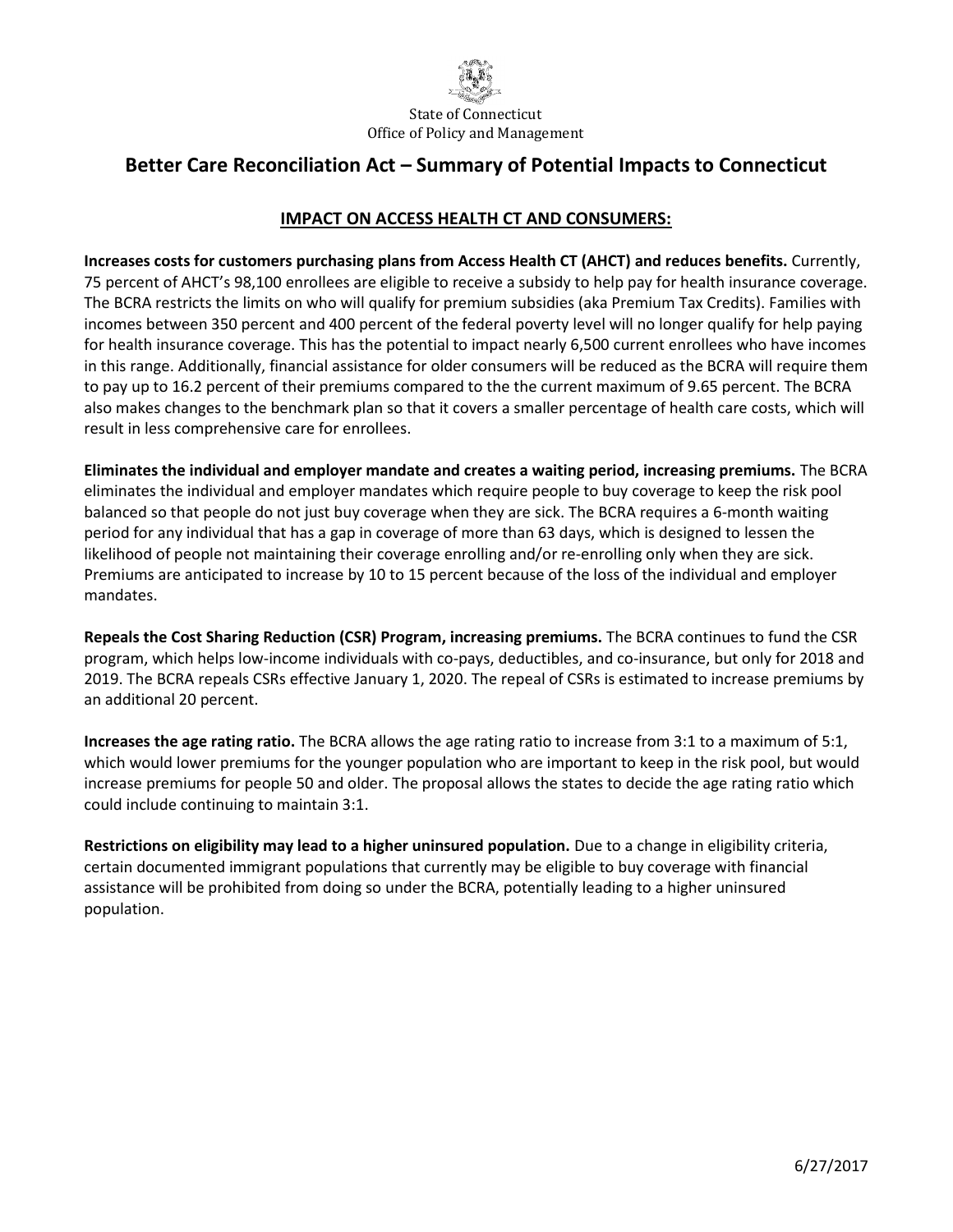State of Connecticut
Office of Policy and Management

# Better Care Reconciliation Act – Summary of Potential Impacts to Connecticut

## IMPACT ON ACCESS HEALTH CT AND CONSUMERS:

**Increases costs for customers purchasing plans from Access Health CT (AHCT) and reduces benefits.** Currently, 75 percent of AHCT's 98,100 enrollees are eligible to receive a subsidy to help pay for health insurance coverage. The BCRA restricts the limits on who will qualify for premium subsidies (aka Premium Tax Credits). Families with incomes between 350 percent and 400 percent of the federal poverty level will no longer qualify for help paying for health insurance coverage. This has the potential to impact nearly 6,500 current enrollees who have incomes in this range. Additionally, financial assistance for older consumers will be reduced as the BCRA will require them to pay up to 16.2 percent of their premiums compared to the the current maximum of 9.65 percent. The BCRA also makes changes to the benchmark plan so that it covers a smaller percentage of health care costs, which will result in less comprehensive care for enrollees.

**Eliminates the individual and employer mandate and creates a waiting period, increasing premiums.** The BCRA eliminates the individual and employer mandates which require people to buy coverage to keep the risk pool balanced so that people do not just buy coverage when they are sick. The BCRA requires a 6-month waiting period for any individual that has a gap in coverage of more than 63 days, which is designed to lessen the likelihood of people not maintaining their coverage enrolling and/or re-enrolling only when they are sick. Premiums are anticipated to increase by 10 to 15 percent because of the loss of the individual and employer mandates.

**Repeals the Cost Sharing Reduction (CSR) Program, increasing premiums.** The BCRA continues to fund the CSR program, which helps low-income individuals with co-pays, deductibles, and co-insurance, but only for 2018 and 2019. The BCRA repeals CSRs effective January 1, 2020. The repeal of CSRs is estimated to increase premiums by an additional 20 percent.

**Increases the age rating ratio.** The BCRA allows the age rating ratio to increase from 3:1 to a maximum of 5:1, which would lower premiums for the younger population who are important to keep in the risk pool, but would increase premiums for people 50 and older. The proposal allows the states to decide the age rating ratio which could include continuing to maintain 3:1.

**Restrictions on eligibility may lead to a higher uninsured population.** Due to a change in eligibility criteria, certain documented immigrant populations that currently may be eligible to buy coverage with financial assistance will be prohibited from doing so under the BCRA, potentially leading to a higher uninsured population.

6/27/2017